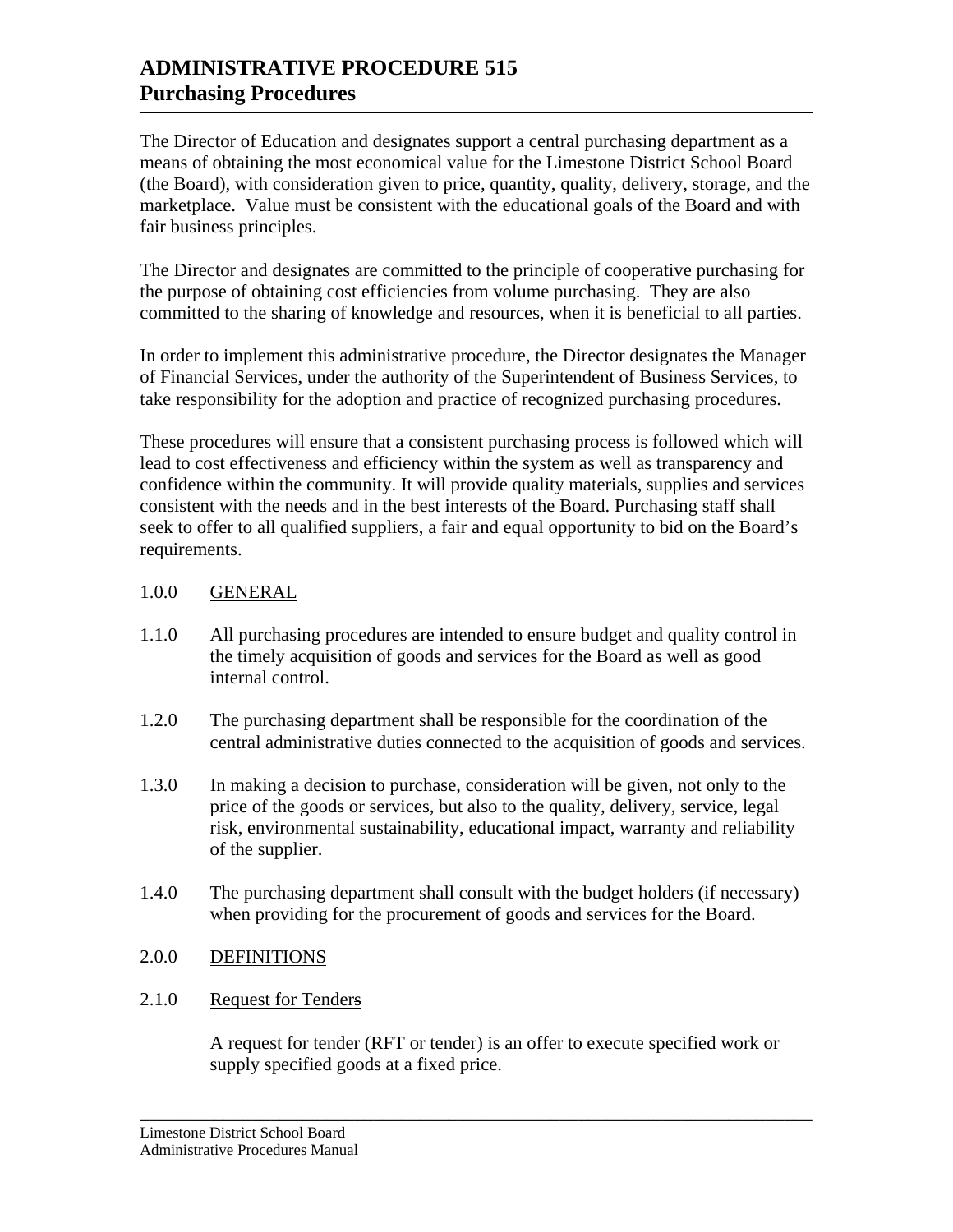# ADMINISTRATIVE PROCEDURE 515
# Purchasing Procedures

The Director of Education and designates support a central purchasing department as a means of obtaining the most economical value for the Limestone District School Board (the Board), with consideration given to price, quantity, quality, delivery, storage, and the marketplace. Value must be consistent with the educational goals of the Board and with fair business principles.

The Director and designates are committed to the principle of cooperative purchasing for the purpose of obtaining cost efficiencies from volume purchasing. They are also committed to the sharing of knowledge and resources, when it is beneficial to all parties.

In order to implement this administrative procedure, the Director designates the Manager of Financial Services, under the authority of the Superintendent of Business Services, to take responsibility for the adoption and practice of recognized purchasing procedures.

These procedures will ensure that a consistent purchasing process is followed which will lead to cost effectiveness and efficiency within the system as well as transparency and confidence within the community. It will provide quality materials, supplies and services consistent with the needs and in the best interests of the Board. Purchasing staff shall seek to offer to all qualified suppliers, a fair and equal opportunity to bid on the Board's requirements.

## 1.0.0 GENERAL

1.1.0 All purchasing procedures are intended to ensure budget and quality control in the timely acquisition of goods and services for the Board as well as good internal control.

1.2.0 The purchasing department shall be responsible for the coordination of the central administrative duties connected to the acquisition of goods and services.

1.3.0 In making a decision to purchase, consideration will be given, not only to the price of the goods or services, but also to the quality, delivery, service, legal risk, environmental sustainability, educational impact, warranty and reliability of the supplier.

1.4.0 The purchasing department shall consult with the budget holders (if necessary) when providing for the procurement of goods and services for the Board.

## 2.0.0 DEFINITIONS

### 2.1.0 Request for Tenders

A request for tender (RFT or tender) is an offer to execute specified work or supply specified goods at a fixed price.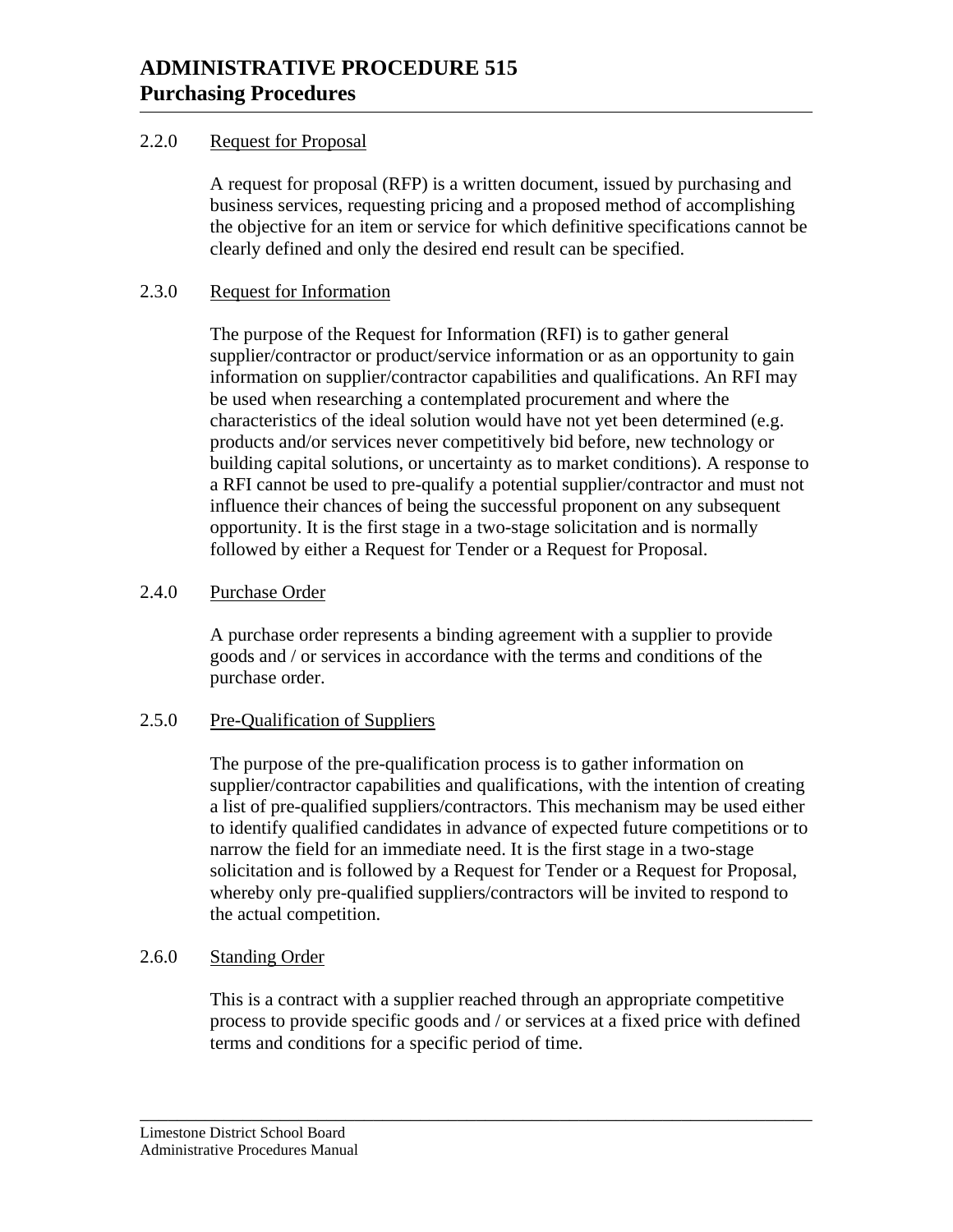### 2.2.0 Request for Proposal

A request for proposal (RFP) is a written document, issued by purchasing and business services, requesting pricing and a proposed method of accomplishing the objective for an item or service for which definitive specifications cannot be clearly defined and only the desired end result can be specified.

### 2.3.0 Request for Information

The purpose of the Request for Information (RFI) is to gather general supplier/contractor or product/service information or as an opportunity to gain information on supplier/contractor capabilities and qualifications. An RFI may be used when researching a contemplated procurement and where the characteristics of the ideal solution would have not yet been determined (e.g. products and/or services never competitively bid before, new technology or building capital solutions, or uncertainty as to market conditions). A response to a RFI cannot be used to pre-qualify a potential supplier/contractor and must not influence their chances of being the successful proponent on any subsequent opportunity. It is the first stage in a two-stage solicitation and is normally followed by either a Request for Tender or a Request for Proposal.

### 2.4.0 Purchase Order

A purchase order represents a binding agreement with a supplier to provide goods and / or services in accordance with the terms and conditions of the purchase order.

### 2.5.0 Pre-Qualification of Suppliers

The purpose of the pre-qualification process is to gather information on supplier/contractor capabilities and qualifications, with the intention of creating a list of pre-qualified suppliers/contractors. This mechanism may be used either to identify qualified candidates in advance of expected future competitions or to narrow the field for an immediate need. It is the first stage in a two-stage solicitation and is followed by a Request for Tender or a Request for Proposal, whereby only pre-qualified suppliers/contractors will be invited to respond to the actual competition.

### 2.6.0 Standing Order

This is a contract with a supplier reached through an appropriate competitive process to provide specific goods and / or services at a fixed price with defined terms and conditions for a specific period of time.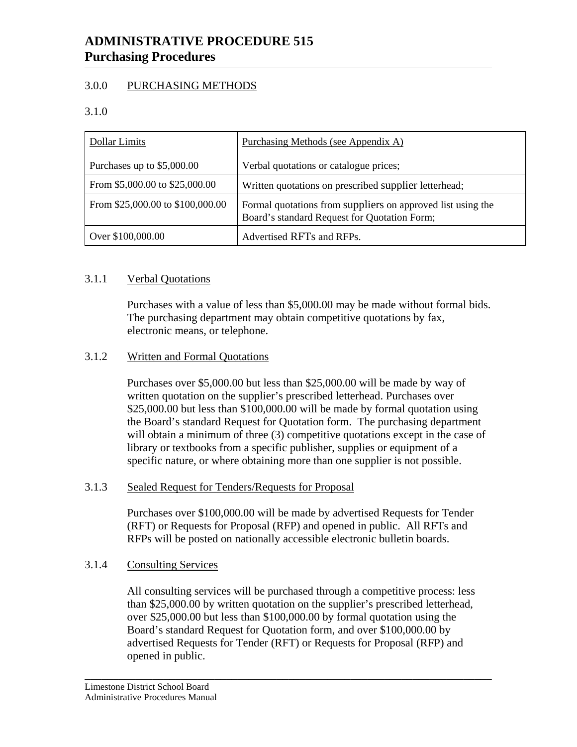# ADMINISTRATIVE PROCEDURE 515
## Purchasing Procedures

### 3.0.0 PURCHASING METHODS

### 3.1.0

| Dollar Limits | Purchasing Methods (see Appendix A) |
|---|---|
| Purchases up to $5,000.00 | Verbal quotations or catalogue prices; |
| From $5,000.00 to $25,000.00 | Written quotations on prescribed supplier letterhead; |
| From $25,000.00 to $100,000.00 | Formal quotations from suppliers on approved list using the Board's standard Request for Quotation Form; |
| Over $100,000.00 | Advertised RFTs and RFPs. |

### 3.1.1 Verbal Quotations

Purchases with a value of less than $5,000.00 may be made without formal bids. The purchasing department may obtain competitive quotations by fax, electronic means, or telephone.

### 3.1.2 Written and Formal Quotations

Purchases over $5,000.00 but less than $25,000.00 will be made by way of written quotation on the supplier's prescribed letterhead. Purchases over $25,000.00 but less than $100,000.00 will be made by formal quotation using the Board's standard Request for Quotation form. The purchasing department will obtain a minimum of three (3) competitive quotations except in the case of library or textbooks from a specific publisher, supplies or equipment of a specific nature, or where obtaining more than one supplier is not possible.

### 3.1.3 Sealed Request for Tenders/Requests for Proposal

Purchases over $100,000.00 will be made by advertised Requests for Tender (RFT) or Requests for Proposal (RFP) and opened in public. All RFTs and RFPs will be posted on nationally accessible electronic bulletin boards.

### 3.1.4 Consulting Services

All consulting services will be purchased through a competitive process: less than $25,000.00 by written quotation on the supplier's prescribed letterhead, over $25,000.00 but less than $100,000.00 by formal quotation using the Board's standard Request for Quotation form, and over $100,000.00 by advertised Requests for Tender (RFT) or Requests for Proposal (RFP) and opened in public.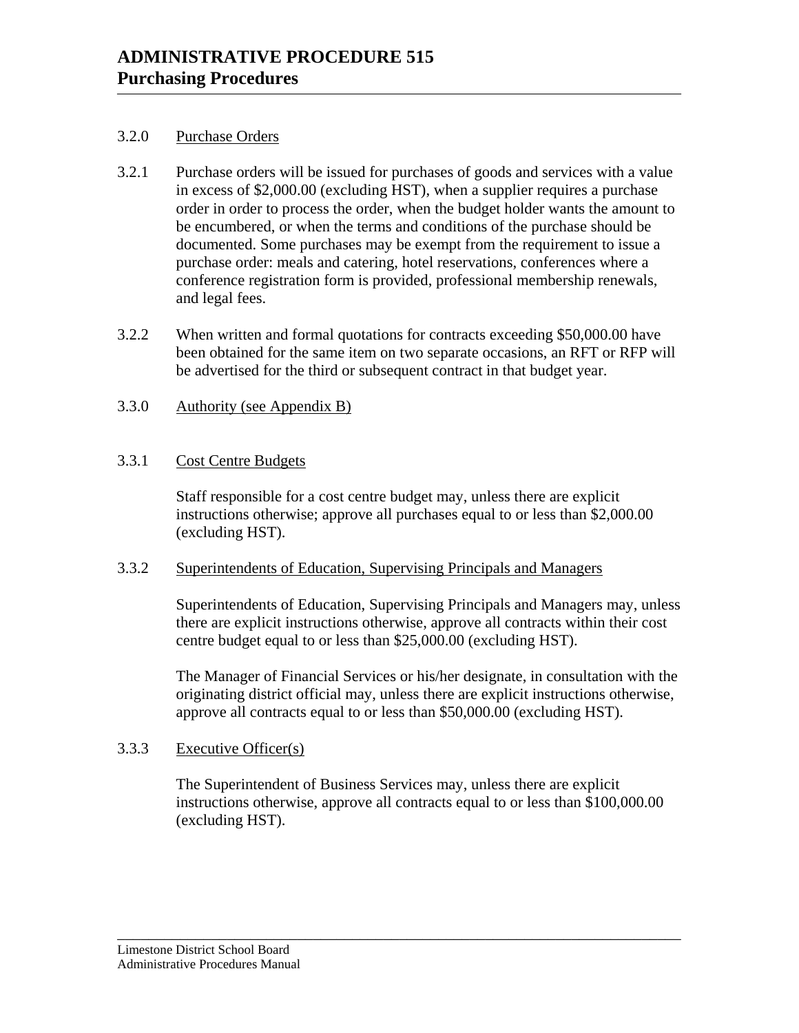3.2.0 Purchase Orders

3.2.1 Purchase orders will be issued for purchases of goods and services with a value in excess of $2,000.00 (excluding HST), when a supplier requires a purchase order in order to process the order, when the budget holder wants the amount to be encumbered, or when the terms and conditions of the purchase should be documented. Some purchases may be exempt from the requirement to issue a purchase order: meals and catering, hotel reservations, conferences where a conference registration form is provided, professional membership renewals, and legal fees.

3.2.2 When written and formal quotations for contracts exceeding $50,000.00 have been obtained for the same item on two separate occasions, an RFT or RFP will be advertised for the third or subsequent contract in that budget year.

3.3.0 Authority (see Appendix B)

3.3.1 Cost Centre Budgets

Staff responsible for a cost centre budget may, unless there are explicit instructions otherwise; approve all purchases equal to or less than $2,000.00 (excluding HST).

3.3.2 Superintendents of Education, Supervising Principals and Managers

Superintendents of Education, Supervising Principals and Managers may, unless there are explicit instructions otherwise, approve all contracts within their cost centre budget equal to or less than $25,000.00 (excluding HST).

The Manager of Financial Services or his/her designate, in consultation with the originating district official may, unless there are explicit instructions otherwise, approve all contracts equal to or less than $50,000.00 (excluding HST).

3.3.3 Executive Officer(s)

The Superintendent of Business Services may, unless there are explicit instructions otherwise, approve all contracts equal to or less than $100,000.00 (excluding HST).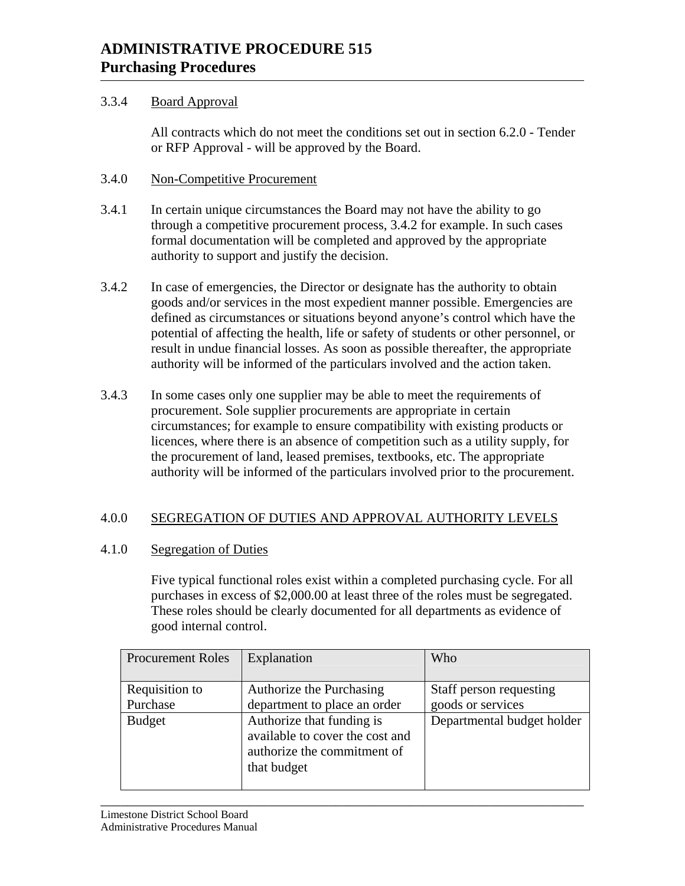3.3.4 Board Approval

All contracts which do not meet the conditions set out in section 6.2.0 - Tender or RFP Approval - will be approved by the Board.

3.4.0 Non-Competitive Procurement

3.4.1 In certain unique circumstances the Board may not have the ability to go through a competitive procurement process, 3.4.2 for example. In such cases formal documentation will be completed and approved by the appropriate authority to support and justify the decision.

3.4.2 In case of emergencies, the Director or designate has the authority to obtain goods and/or services in the most expedient manner possible. Emergencies are defined as circumstances or situations beyond anyone's control which have the potential of affecting the health, life or safety of students or other personnel, or result in undue financial losses. As soon as possible thereafter, the appropriate authority will be informed of the particulars involved and the action taken.

3.4.3 In some cases only one supplier may be able to meet the requirements of procurement. Sole supplier procurements are appropriate in certain circumstances; for example to ensure compatibility with existing products or licences, where there is an absence of competition such as a utility supply, for the procurement of land, leased premises, textbooks, etc. The appropriate authority will be informed of the particulars involved prior to the procurement.

## 4.0.0 SEGREGATION OF DUTIES AND APPROVAL AUTHORITY LEVELS

4.1.0 Segregation of Duties

Five typical functional roles exist within a completed purchasing cycle. For all purchases in excess of $2,000.00 at least three of the roles must be segregated. These roles should be clearly documented for all departments as evidence of good internal control.

| Procurement Roles | Explanation | Who |
|---|---|---|
| Requisition to Purchase | Authorize the Purchasing department to place an order | Staff person requesting goods or services |
| Budget | Authorize that funding is available to cover the cost and authorize the commitment of that budget | Departmental budget holder |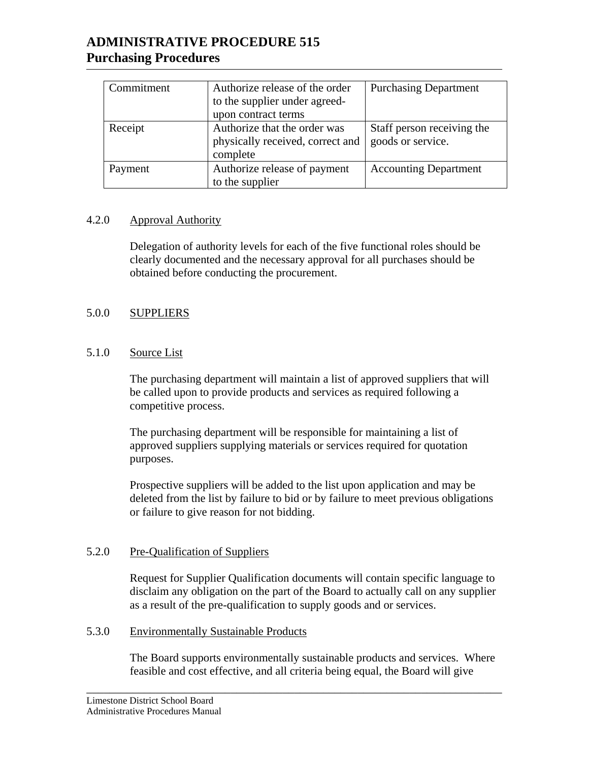| Commitment | Authorize release of the order to the supplier under agreed-upon contract terms | Purchasing Department |
|---|---|---|
| Receipt | Authorize that the order was physically received, correct and complete | Staff person receiving the goods or service. |
| Payment | Authorize release of payment to the supplier | Accounting Department |

### 4.2.0 Approval Authority

Delegation of authority levels for each of the five functional roles should be clearly documented and the necessary approval for all purchases should be obtained before conducting the procurement.

## 5.0.0 SUPPLIERS

### 5.1.0 Source List

The purchasing department will maintain a list of approved suppliers that will be called upon to provide products and services as required following a competitive process.

The purchasing department will be responsible for maintaining a list of approved suppliers supplying materials or services required for quotation purposes.

Prospective suppliers will be added to the list upon application and may be deleted from the list by failure to bid or by failure to meet previous obligations or failure to give reason for not bidding.

### 5.2.0 Pre-Qualification of Suppliers

Request for Supplier Qualification documents will contain specific language to disclaim any obligation on the part of the Board to actually call on any supplier as a result of the pre-qualification to supply goods and or services.

### 5.3.0 Environmentally Sustainable Products

The Board supports environmentally sustainable products and services. Where feasible and cost effective, and all criteria being equal, the Board will give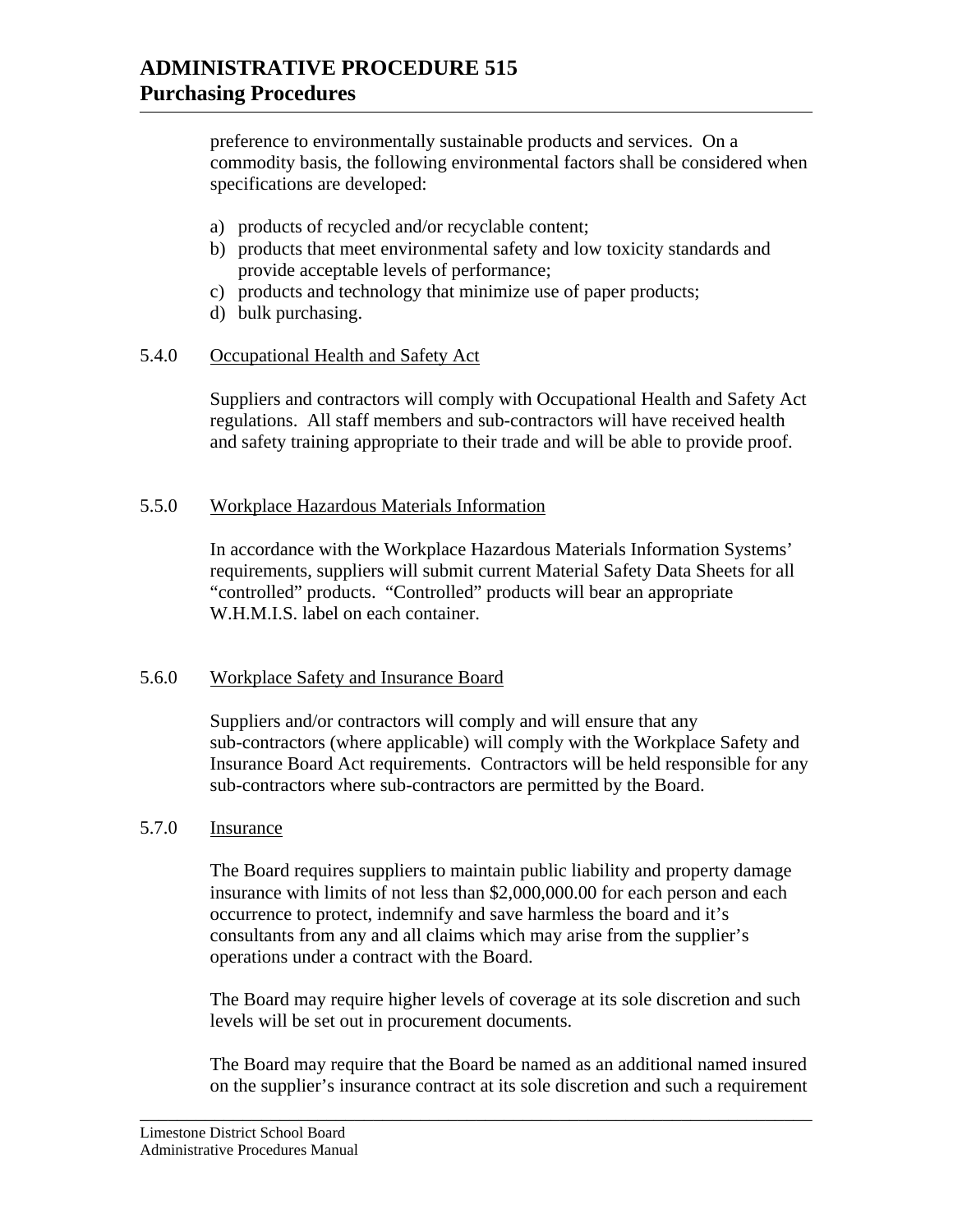preference to environmentally sustainable products and services. On a commodity basis, the following environmental factors shall be considered when specifications are developed:

a) products of recycled and/or recyclable content;
b) products that meet environmental safety and low toxicity standards and provide acceptable levels of performance;
c) products and technology that minimize use of paper products;
d) bulk purchasing.

5.4.0 Occupational Health and Safety Act

Suppliers and contractors will comply with Occupational Health and Safety Act regulations. All staff members and sub-contractors will have received health and safety training appropriate to their trade and will be able to provide proof.

5.5.0 Workplace Hazardous Materials Information

In accordance with the Workplace Hazardous Materials Information Systems' requirements, suppliers will submit current Material Safety Data Sheets for all "controlled" products. "Controlled" products will bear an appropriate W.H.M.I.S. label on each container.

5.6.0 Workplace Safety and Insurance Board

Suppliers and/or contractors will comply and will ensure that any sub-contractors (where applicable) will comply with the Workplace Safety and Insurance Board Act requirements. Contractors will be held responsible for any sub-contractors where sub-contractors are permitted by the Board.

5.7.0 Insurance

The Board requires suppliers to maintain public liability and property damage insurance with limits of not less than $2,000,000.00 for each person and each occurrence to protect, indemnify and save harmless the board and it's consultants from any and all claims which may arise from the supplier's operations under a contract with the Board.

The Board may require higher levels of coverage at its sole discretion and such levels will be set out in procurement documents.

The Board may require that the Board be named as an additional named insured on the supplier's insurance contract at its sole discretion and such a requirement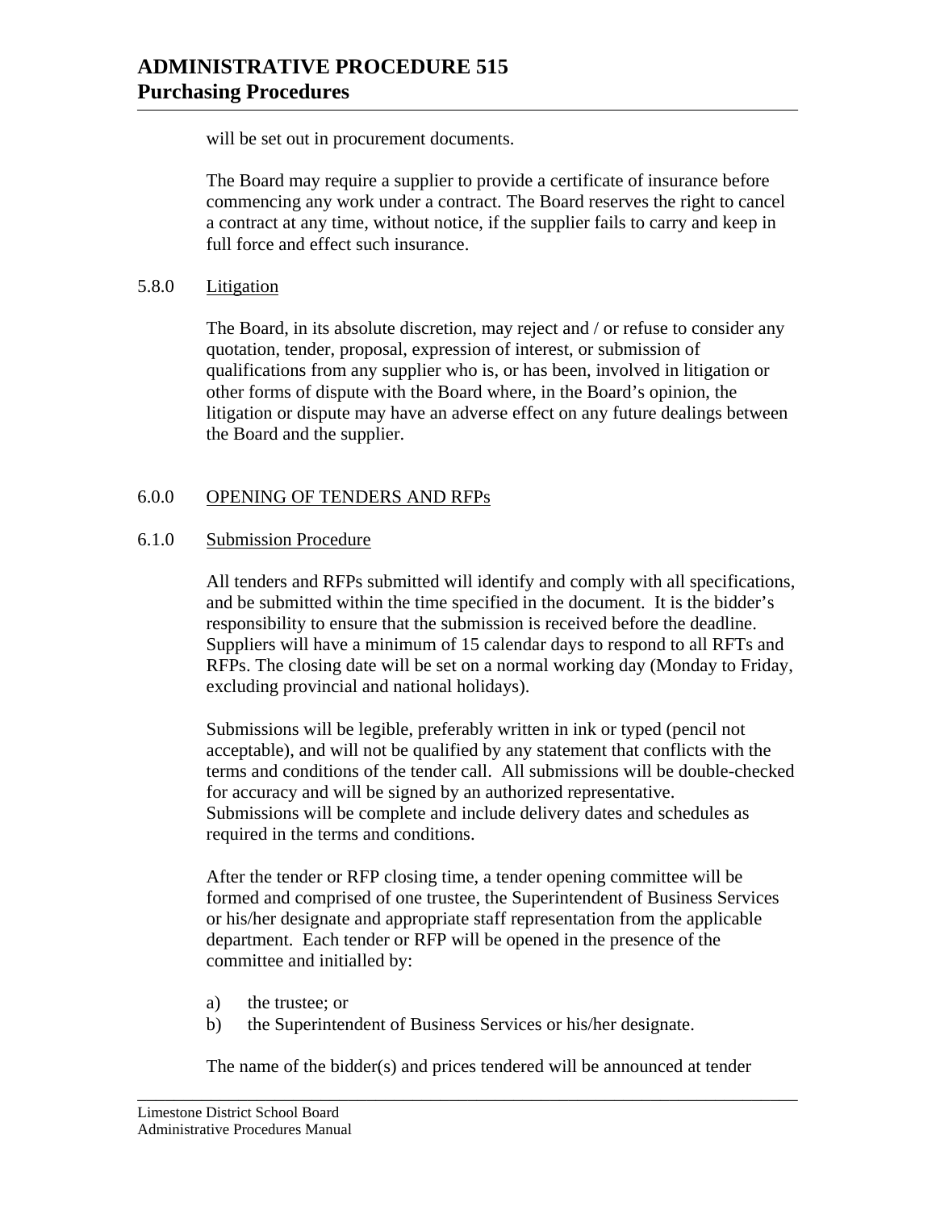will be set out in procurement documents.

The Board may require a supplier to provide a certificate of insurance before commencing any work under a contract. The Board reserves the right to cancel a contract at any time, without notice, if the supplier fails to carry and keep in full force and effect such insurance.

5.8.0 Litigation

The Board, in its absolute discretion, may reject and / or refuse to consider any quotation, tender, proposal, expression of interest, or submission of qualifications from any supplier who is, or has been, involved in litigation or other forms of dispute with the Board where, in the Board's opinion, the litigation or dispute may have an adverse effect on any future dealings between the Board and the supplier.

6.0.0 OPENING OF TENDERS AND RFPs

6.1.0 Submission Procedure

All tenders and RFPs submitted will identify and comply with all specifications, and be submitted within the time specified in the document. It is the bidder's responsibility to ensure that the submission is received before the deadline. Suppliers will have a minimum of 15 calendar days to respond to all RFTs and RFPs. The closing date will be set on a normal working day (Monday to Friday, excluding provincial and national holidays).

Submissions will be legible, preferably written in ink or typed (pencil not acceptable), and will not be qualified by any statement that conflicts with the terms and conditions of the tender call. All submissions will be double-checked for accuracy and will be signed by an authorized representative. Submissions will be complete and include delivery dates and schedules as required in the terms and conditions.

After the tender or RFP closing time, a tender opening committee will be formed and comprised of one trustee, the Superintendent of Business Services or his/her designate and appropriate staff representation from the applicable department. Each tender or RFP will be opened in the presence of the committee and initialled by:

a) the trustee; or
b) the Superintendent of Business Services or his/her designate.

The name of the bidder(s) and prices tendered will be announced at tender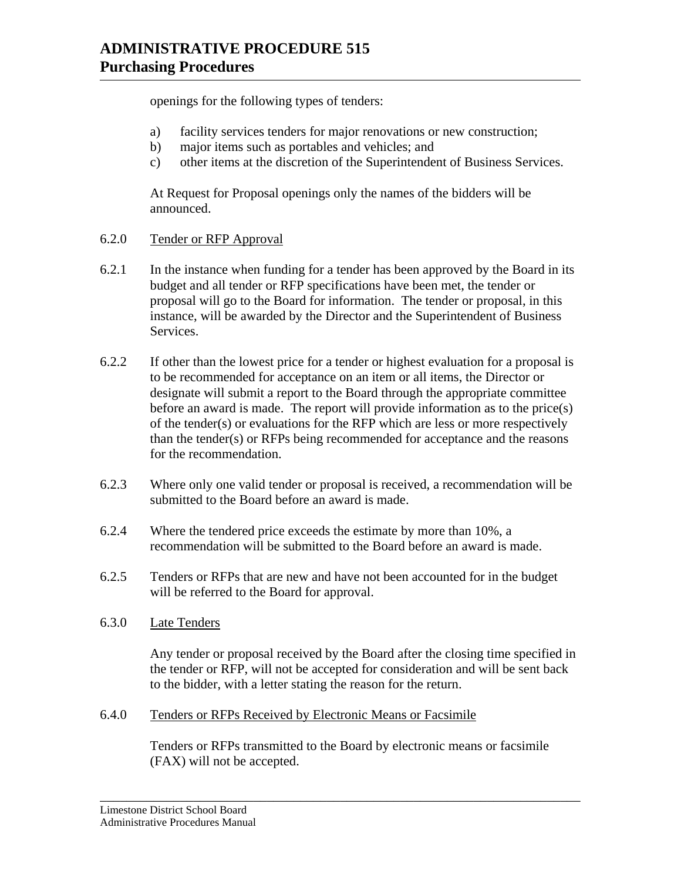openings for the following types of tenders:

a) facility services tenders for major renovations or new construction;
b) major items such as portables and vehicles; and
c) other items at the discretion of the Superintendent of Business Services.

At Request for Proposal openings only the names of the bidders will be announced.

6.2.0 Tender or RFP Approval

6.2.1 In the instance when funding for a tender has been approved by the Board in its budget and all tender or RFP specifications have been met, the tender or proposal will go to the Board for information. The tender or proposal, in this instance, will be awarded by the Director and the Superintendent of Business Services.

6.2.2 If other than the lowest price for a tender or highest evaluation for a proposal is to be recommended for acceptance on an item or all items, the Director or designate will submit a report to the Board through the appropriate committee before an award is made. The report will provide information as to the price(s) of the tender(s) or evaluations for the RFP which are less or more respectively than the tender(s) or RFPs being recommended for acceptance and the reasons for the recommendation.

6.2.3 Where only one valid tender or proposal is received, a recommendation will be submitted to the Board before an award is made.

6.2.4 Where the tendered price exceeds the estimate by more than 10%, a recommendation will be submitted to the Board before an award is made.

6.2.5 Tenders or RFPs that are new and have not been accounted for in the budget will be referred to the Board for approval.

6.3.0 Late Tenders

Any tender or proposal received by the Board after the closing time specified in the tender or RFP, will not be accepted for consideration and will be sent back to the bidder, with a letter stating the reason for the return.

6.4.0 Tenders or RFPs Received by Electronic Means or Facsimile

Tenders or RFPs transmitted to the Board by electronic means or facsimile (FAX) will not be accepted.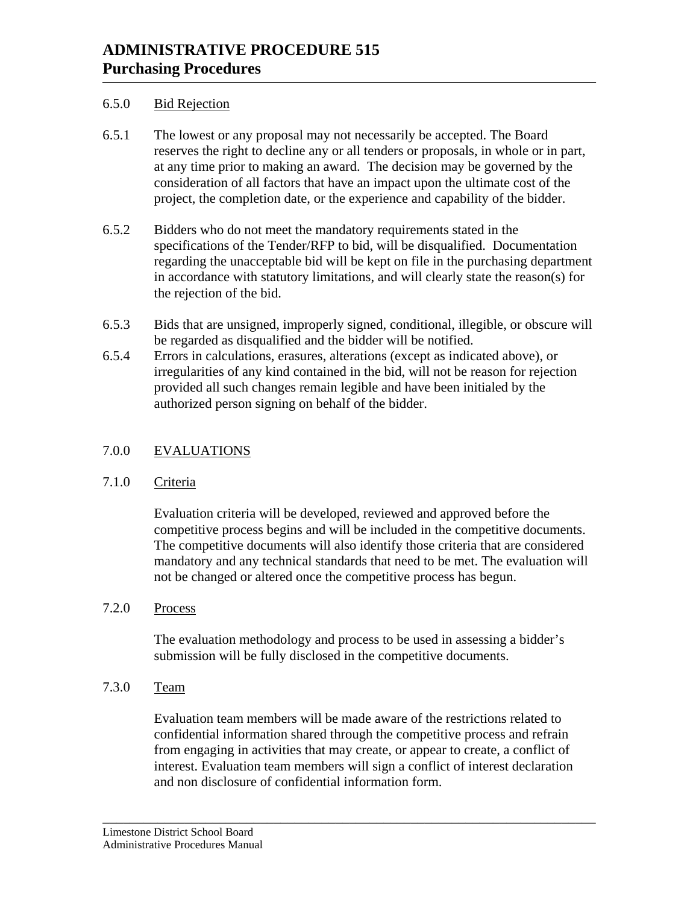6.5.0 Bid Rejection

6.5.1 The lowest or any proposal may not necessarily be accepted. The Board reserves the right to decline any or all tenders or proposals, in whole or in part, at any time prior to making an award. The decision may be governed by the consideration of all factors that have an impact upon the ultimate cost of the project, the completion date, or the experience and capability of the bidder.

6.5.2 Bidders who do not meet the mandatory requirements stated in the specifications of the Tender/RFP to bid, will be disqualified. Documentation regarding the unacceptable bid will be kept on file in the purchasing department in accordance with statutory limitations, and will clearly state the reason(s) for the rejection of the bid.

6.5.3 Bids that are unsigned, improperly signed, conditional, illegible, or obscure will be regarded as disqualified and the bidder will be notified.

6.5.4 Errors in calculations, erasures, alterations (except as indicated above), or irregularities of any kind contained in the bid, will not be reason for rejection provided all such changes remain legible and have been initialed by the authorized person signing on behalf of the bidder.

## 7.0.0 EVALUATIONS

### 7.1.0 Criteria

Evaluation criteria will be developed, reviewed and approved before the competitive process begins and will be included in the competitive documents. The competitive documents will also identify those criteria that are considered mandatory and any technical standards that need to be met. The evaluation will not be changed or altered once the competitive process has begun.

### 7.2.0 Process

The evaluation methodology and process to be used in assessing a bidder's submission will be fully disclosed in the competitive documents.

### 7.3.0 Team

Evaluation team members will be made aware of the restrictions related to confidential information shared through the competitive process and refrain from engaging in activities that may create, or appear to create, a conflict of interest. Evaluation team members will sign a conflict of interest declaration and non disclosure of confidential information form.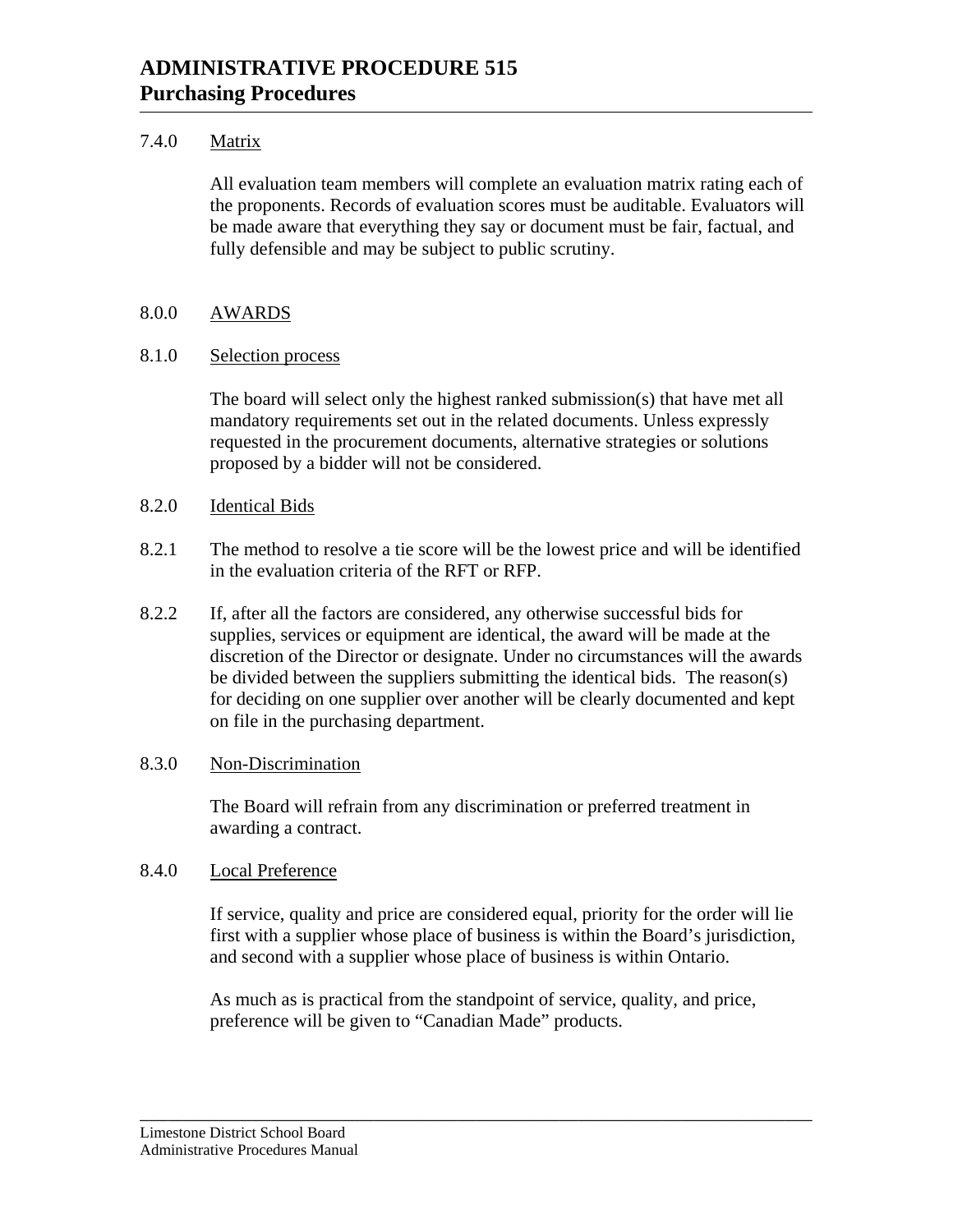7.4.0 Matrix

All evaluation team members will complete an evaluation matrix rating each of the proponents. Records of evaluation scores must be auditable. Evaluators will be made aware that everything they say or document must be fair, factual, and fully defensible and may be subject to public scrutiny.

8.0.0 AWARDS

8.1.0 Selection process

The board will select only the highest ranked submission(s) that have met all mandatory requirements set out in the related documents. Unless expressly requested in the procurement documents, alternative strategies or solutions proposed by a bidder will not be considered.

8.2.0 Identical Bids

8.2.1 The method to resolve a tie score will be the lowest price and will be identified in the evaluation criteria of the RFT or RFP.

8.2.2 If, after all the factors are considered, any otherwise successful bids for supplies, services or equipment are identical, the award will be made at the discretion of the Director or designate. Under no circumstances will the awards be divided between the suppliers submitting the identical bids. The reason(s) for deciding on one supplier over another will be clearly documented and kept on file in the purchasing department.

8.3.0 Non-Discrimination

The Board will refrain from any discrimination or preferred treatment in awarding a contract.

8.4.0 Local Preference

If service, quality and price are considered equal, priority for the order will lie first with a supplier whose place of business is within the Board's jurisdiction, and second with a supplier whose place of business is within Ontario.

As much as is practical from the standpoint of service, quality, and price, preference will be given to "Canadian Made" products.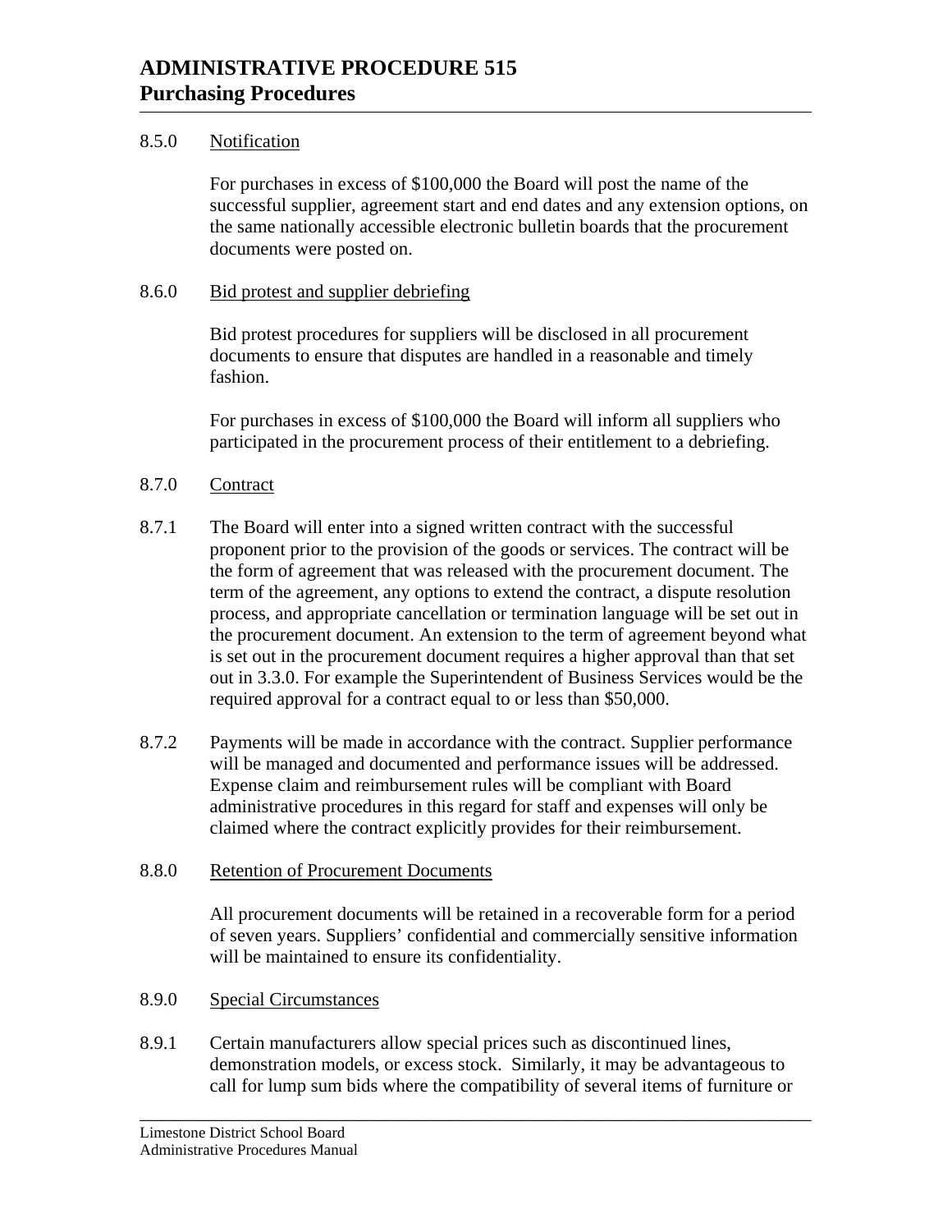8.5.0 Notification

For purchases in excess of $100,000 the Board will post the name of the successful supplier, agreement start and end dates and any extension options, on the same nationally accessible electronic bulletin boards that the procurement documents were posted on.

8.6.0 Bid protest and supplier debriefing

Bid protest procedures for suppliers will be disclosed in all procurement documents to ensure that disputes are handled in a reasonable and timely fashion.

For purchases in excess of $100,000 the Board will inform all suppliers who participated in the procurement process of their entitlement to a debriefing.

8.7.0 Contract

8.7.1 The Board will enter into a signed written contract with the successful proponent prior to the provision of the goods or services. The contract will be the form of agreement that was released with the procurement document. The term of the agreement, any options to extend the contract, a dispute resolution process, and appropriate cancellation or termination language will be set out in the procurement document. An extension to the term of agreement beyond what is set out in the procurement document requires a higher approval than that set out in 3.3.0. For example the Superintendent of Business Services would be the required approval for a contract equal to or less than $50,000.

8.7.2 Payments will be made in accordance with the contract. Supplier performance will be managed and documented and performance issues will be addressed. Expense claim and reimbursement rules will be compliant with Board administrative procedures in this regard for staff and expenses will only be claimed where the contract explicitly provides for their reimbursement.

8.8.0 Retention of Procurement Documents

All procurement documents will be retained in a recoverable form for a period of seven years. Suppliers' confidential and commercially sensitive information will be maintained to ensure its confidentiality.

8.9.0 Special Circumstances

8.9.1 Certain manufacturers allow special prices such as discontinued lines, demonstration models, or excess stock. Similarly, it may be advantageous to call for lump sum bids where the compatibility of several items of furniture or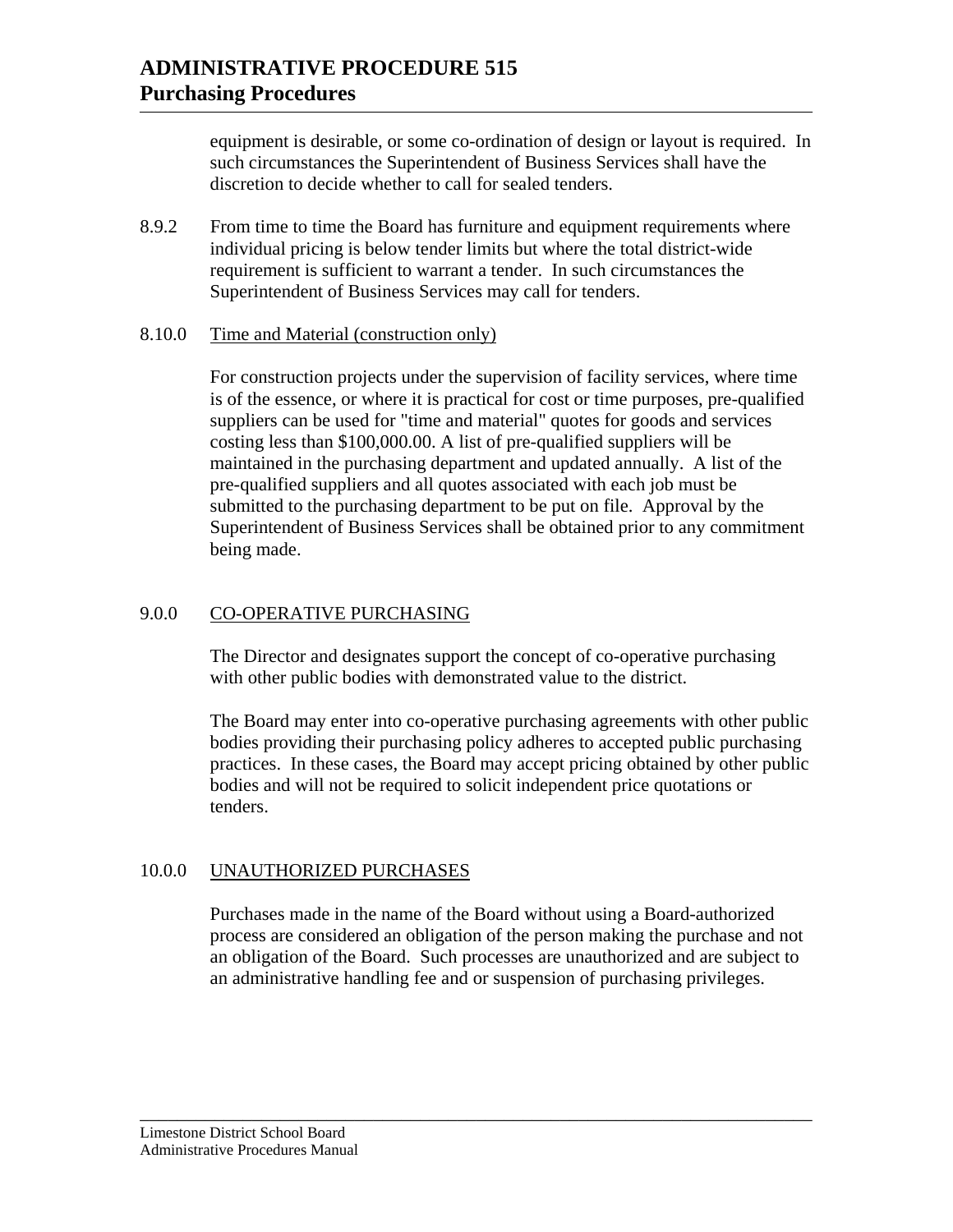equipment is desirable, or some co-ordination of design or layout is required. In such circumstances the Superintendent of Business Services shall have the discretion to decide whether to call for sealed tenders.

8.9.2 From time to time the Board has furniture and equipment requirements where individual pricing is below tender limits but where the total district-wide requirement is sufficient to warrant a tender. In such circumstances the Superintendent of Business Services may call for tenders.

8.10.0 Time and Material (construction only)

For construction projects under the supervision of facility services, where time is of the essence, or where it is practical for cost or time purposes, pre-qualified suppliers can be used for "time and material" quotes for goods and services costing less than $100,000.00. A list of pre-qualified suppliers will be maintained in the purchasing department and updated annually. A list of the pre-qualified suppliers and all quotes associated with each job must be submitted to the purchasing department to be put on file. Approval by the Superintendent of Business Services shall be obtained prior to any commitment being made.

## 9.0.0 CO-OPERATIVE PURCHASING

The Director and designates support the concept of co-operative purchasing with other public bodies with demonstrated value to the district.

The Board may enter into co-operative purchasing agreements with other public bodies providing their purchasing policy adheres to accepted public purchasing practices. In these cases, the Board may accept pricing obtained by other public bodies and will not be required to solicit independent price quotations or tenders.

## 10.0.0 UNAUTHORIZED PURCHASES

Purchases made in the name of the Board without using a Board-authorized process are considered an obligation of the person making the purchase and not an obligation of the Board. Such processes are unauthorized and are subject to an administrative handling fee and or suspension of purchasing privileges.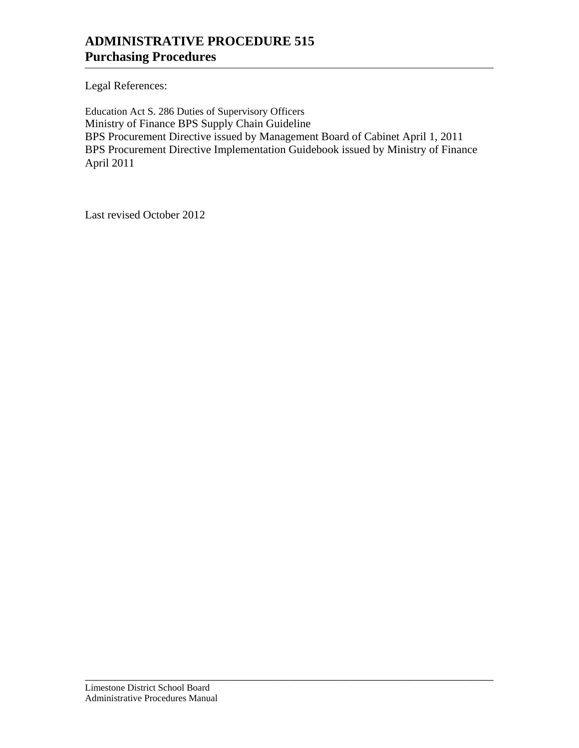# ADMINISTRATIVE PROCEDURE 515
## Purchasing Procedures

Legal References:

Education Act S. 286 Duties of Supervisory Officers
Ministry of Finance BPS Supply Chain Guideline
BPS Procurement Directive issued by Management Board of Cabinet April 1, 2011
BPS Procurement Directive Implementation Guidebook issued by Ministry of Finance April 2011

Last revised October 2012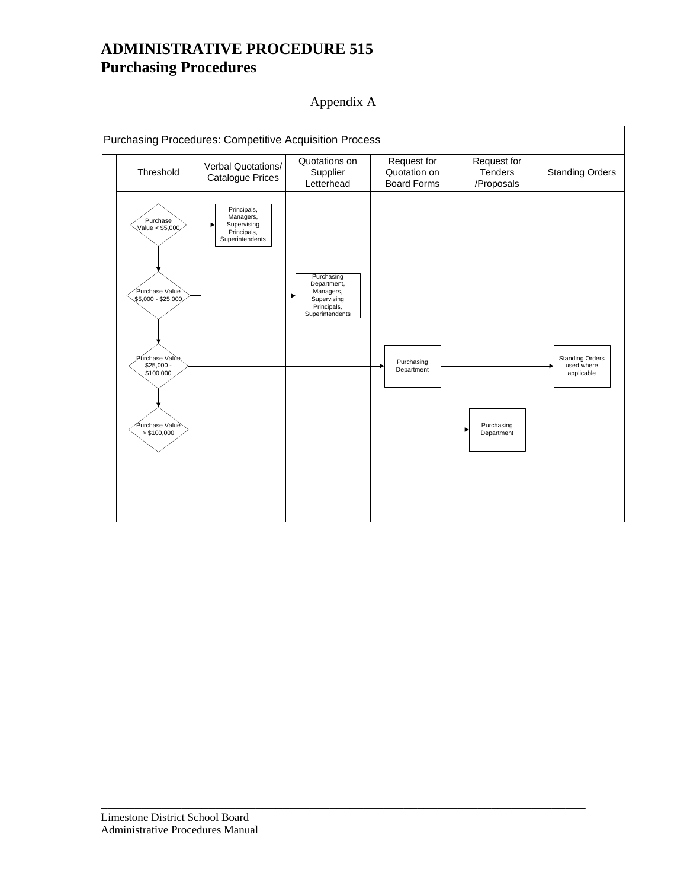# ADMINISTRATIVE PROCEDURE 515
# Purchasing Procedures

Appendix A

**Purchasing Procedures: Competitive Acquisition Process**

| Threshold | Verbal Quotations/ Catalogue Prices | Quotations on Supplier Letterhead | Request for Quotation on Board Forms | Request for Tenders /Proposals | Standing Orders |
|---|---|---|---|---|---|
| Purchase Value < $5,000 | Principals, Managers, Supervising Principals, Superintendents | | | | |
| Purchase Value $5,000 - $25,000 | | Purchasing Department, Managers, Supervising Principals, Superintendents | | | |
| Purchase Value $25,000 - $100,000 | | | Purchasing Department | | Standing Orders used where applicable |
| Purchase Value > $100,000 | | | | Purchasing Department | |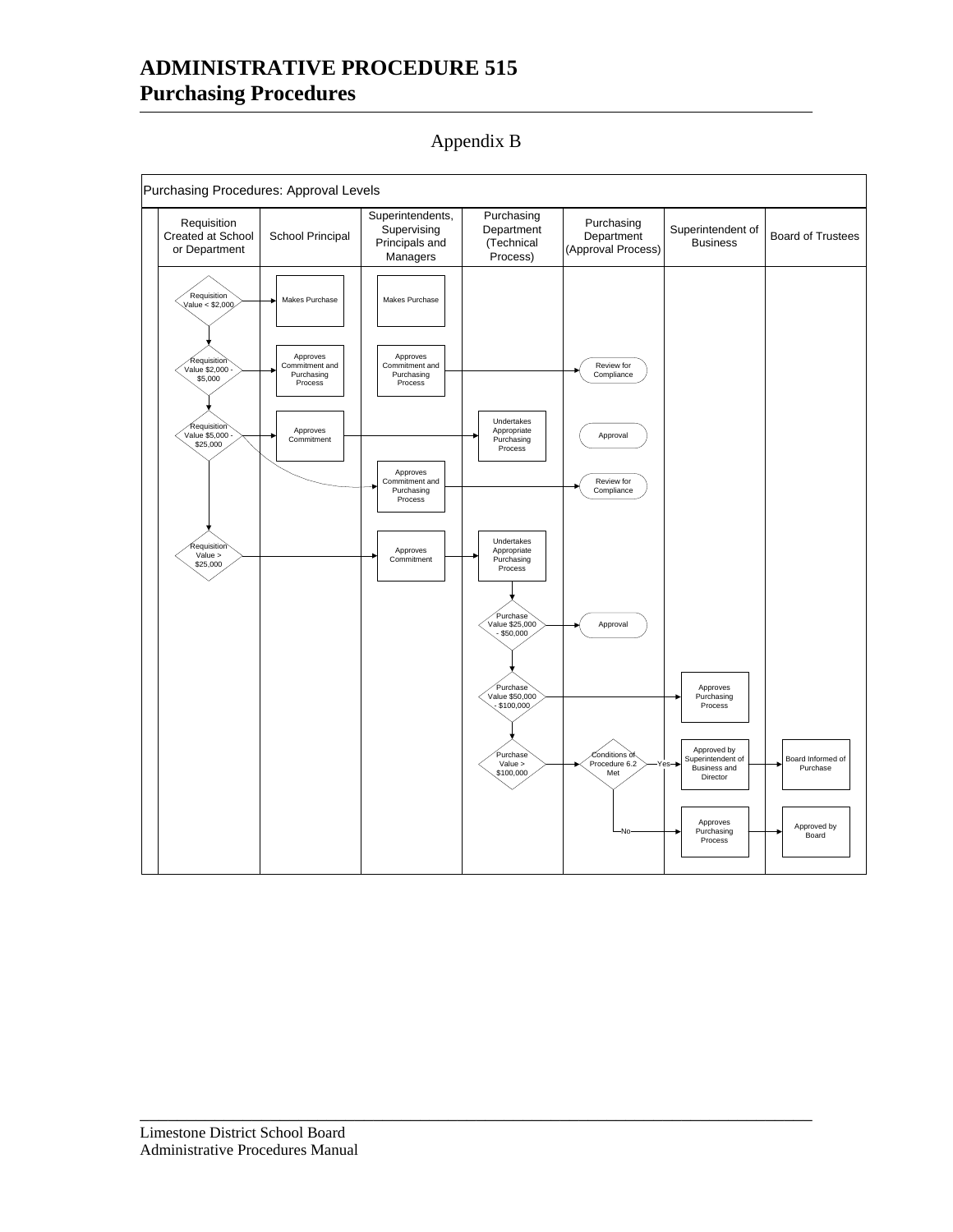# ADMINISTRATIVE PROCEDURE 515
# Purchasing Procedures

## Appendix B

Purchasing Procedures: Approval Levels

Requisition Created at School or Department

School Principal

Superintendents, Supervising Principals and Managers

Purchasing Department (Technical Process)

Purchasing Department (Approval Process)

Superintendent of Business

Board of Trustees

Requisition Value < $2,000

Makes Purchase

Makes Purchase

Requisition Value $2,000 - $5,000

Approves Commitment and Purchasing Process

Approves Commitment and Purchasing Process

Review for Compliance

Requisition Value $5,000 - $25,000

Approves Commitment

Undertakes Appropriate Purchasing Process

Approval

Approves Commitment and Purchasing Process

Review for Compliance

Requisition Value > $25,000

Approves Commitment

Undertakes Appropriate Purchasing Process

Purchase Value $25,000 - $50,000

Approval

Purchase Value $50,000 - $100,000

Approves Purchasing Process

Purchase Value > $100,000

Conditions of Procedure 6.2 Met

Yes

Approved by Superintendent of Business and Director

Board Informed of Purchase

No

Approves Purchasing Process

Approved by Board